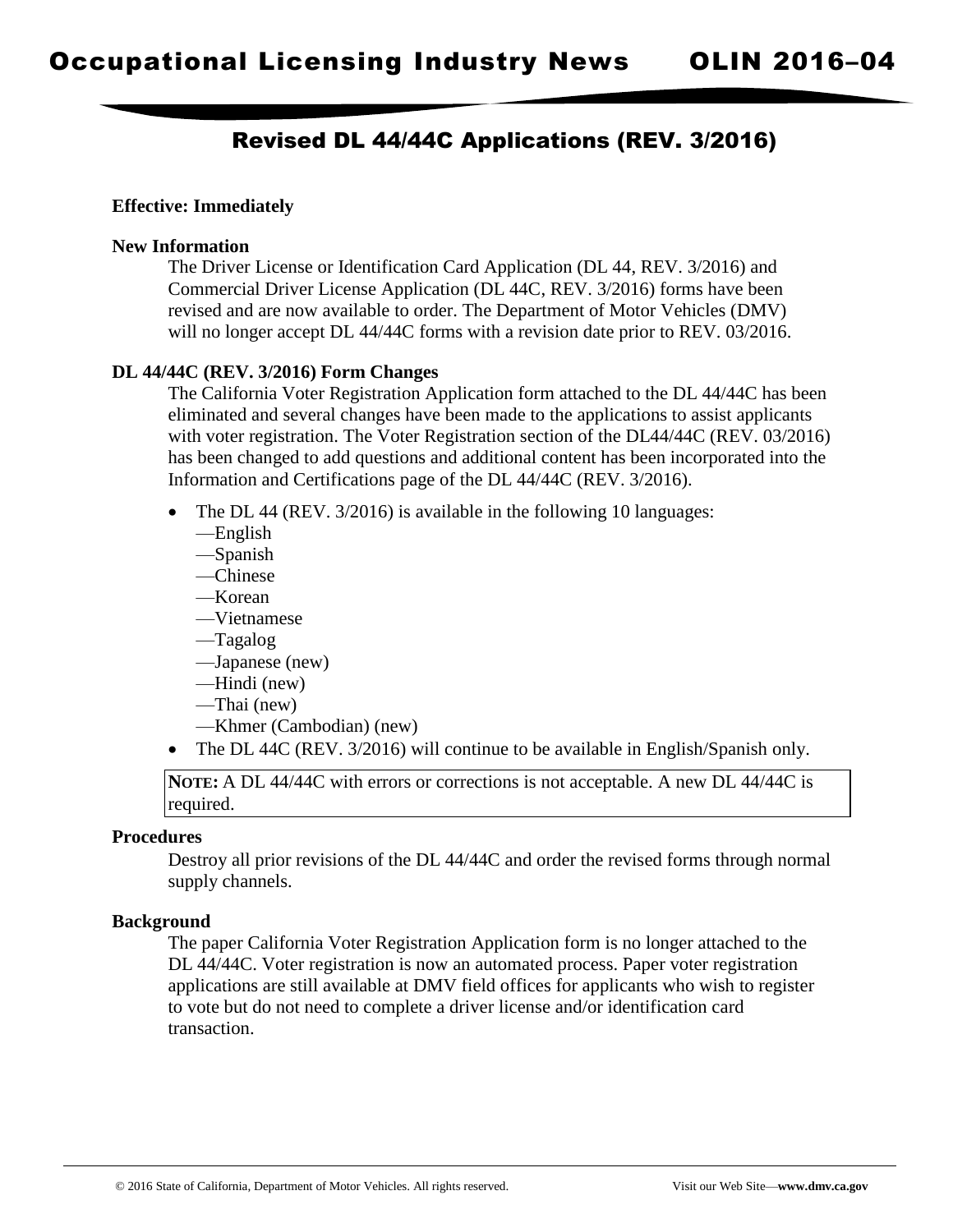# Occupational Licensing Industry News OLIN 2016–04

## Revised DL 44/44C Applications (REV. 3/2016)

**Effective: Immediately**

**New Information**

The Driver License or Identification Card Application (DL 44, REV. 3/2016) and Commercial Driver License Application (DL 44C, REV. 3/2016) forms have been revised and are now available to order. The Department of Motor Vehicles (DMV) will no longer accept DL 44/44C forms with a revision date prior to REV. 03/2016.

**DL 44/44C (REV. 3/2016) Form Changes**

The California Voter Registration Application form attached to the DL 44/44C has been eliminated and several changes have been made to the applications to assist applicants with voter registration. The Voter Registration section of the DL44/44C (REV. 03/2016) has been changed to add questions and additional content has been incorporated into the Information and Certifications page of the DL 44/44C (REV. 3/2016).

- The DL 44 (REV. 3/2016) is available in the following 10 languages:
  —English
  —Spanish
  —Chinese
  —Korean
  —Vietnamese
  —Tagalog
  —Japanese (new)
  —Hindi (new)
  —Thai (new)
  —Khmer (Cambodian) (new)
- The DL 44C (REV. 3/2016) will continue to be available in English/Spanish only.

**NOTE:** A DL 44/44C with errors or corrections is not acceptable. A new DL 44/44C is required.

**Procedures**

Destroy all prior revisions of the DL 44/44C and order the revised forms through normal supply channels.

**Background**

The paper California Voter Registration Application form is no longer attached to the DL 44/44C. Voter registration is now an automated process. Paper voter registration applications are still available at DMV field offices for applicants who wish to register to vote but do not need to complete a driver license and/or identification card transaction.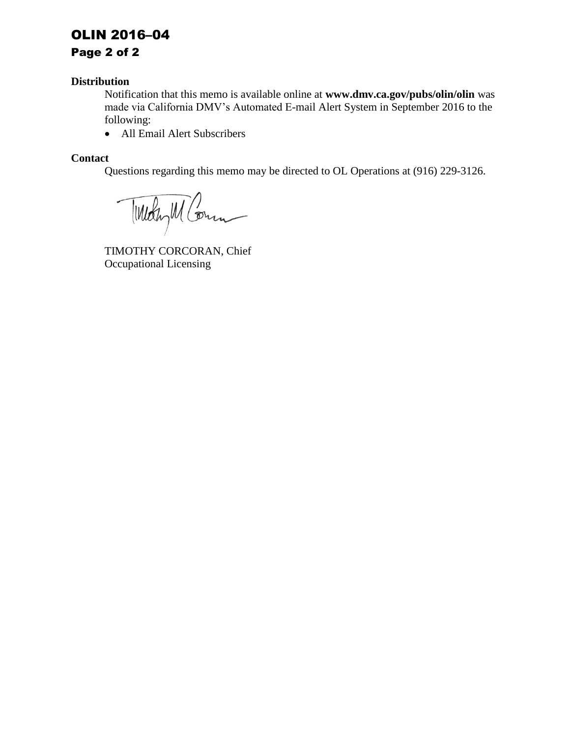**Distribution**

Notification that this memo is available online at **www.dmv.ca.gov/pubs/olin/olin** was made via California DMV's Automated E-mail Alert System in September 2016 to the following:

- All Email Alert Subscribers

**Contact**

Questions regarding this memo may be directed to OL Operations at (916) 229-3126.

TIMOTHY CORCORAN, Chief
Occupational Licensing